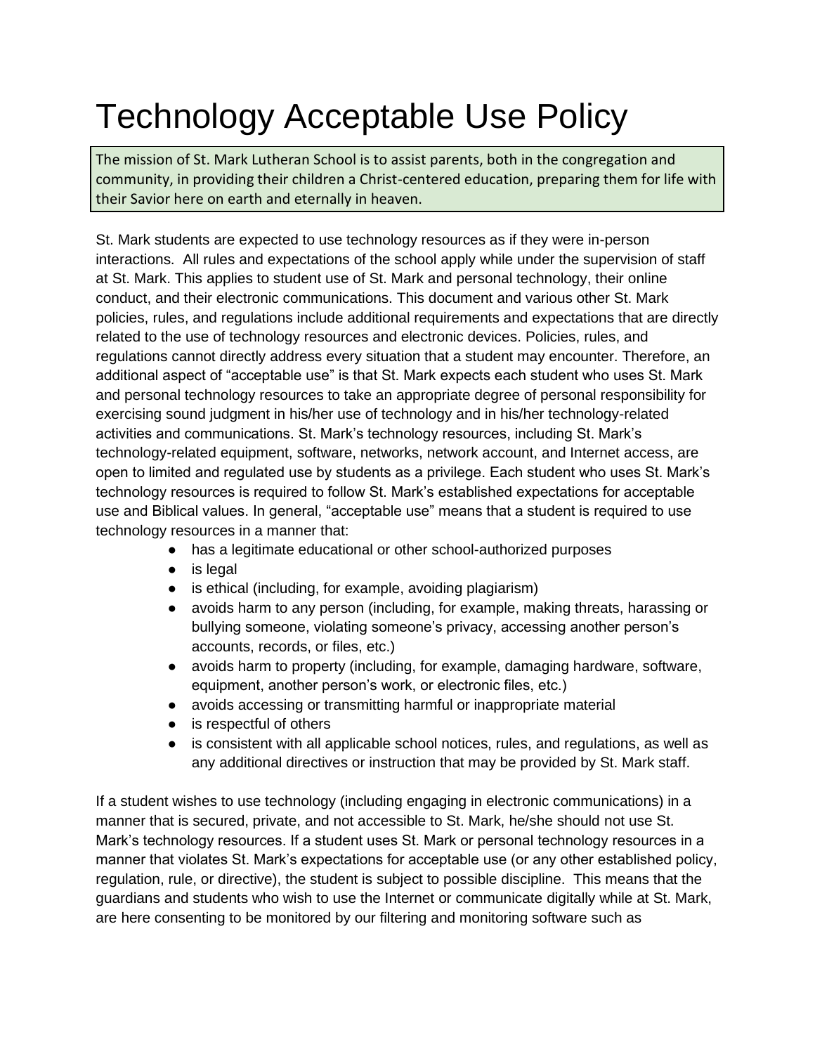# Technology Acceptable Use Policy

> The mission of St. Mark Lutheran School is to assist parents, both in the congregation and community, in providing their children a Christ-centered education, preparing them for life with their Savior here on earth and eternally in heaven.

St. Mark students are expected to use technology resources as if they were in-person interactions. All rules and expectations of the school apply while under the supervision of staff at St. Mark. This applies to student use of St. Mark and personal technology, their online conduct, and their electronic communications. This document and various other St. Mark policies, rules, and regulations include additional requirements and expectations that are directly related to the use of technology resources and electronic devices. Policies, rules, and regulations cannot directly address every situation that a student may encounter. Therefore, an additional aspect of "acceptable use" is that St. Mark expects each student who uses St. Mark and personal technology resources to take an appropriate degree of personal responsibility for exercising sound judgment in his/her use of technology and in his/her technology-related activities and communications. St. Mark's technology resources, including St. Mark's technology-related equipment, software, networks, network account, and Internet access, are open to limited and regulated use by students as a privilege. Each student who uses St. Mark's technology resources is required to follow St. Mark's established expectations for acceptable use and Biblical values. In general, "acceptable use" means that a student is required to use technology resources in a manner that:

- has a legitimate educational or other school-authorized purposes
- is legal
- is ethical (including, for example, avoiding plagiarism)
- avoids harm to any person (including, for example, making threats, harassing or bullying someone, violating someone's privacy, accessing another person's accounts, records, or files, etc.)
- avoids harm to property (including, for example, damaging hardware, software, equipment, another person's work, or electronic files, etc.)
- avoids accessing or transmitting harmful or inappropriate material
- is respectful of others
- is consistent with all applicable school notices, rules, and regulations, as well as any additional directives or instruction that may be provided by St. Mark staff.

If a student wishes to use technology (including engaging in electronic communications) in a manner that is secured, private, and not accessible to St. Mark, he/she should not use St. Mark's technology resources. If a student uses St. Mark or personal technology resources in a manner that violates St. Mark's expectations for acceptable use (or any other established policy, regulation, rule, or directive), the student is subject to possible discipline. This means that the guardians and students who wish to use the Internet or communicate digitally while at St. Mark, are here consenting to be monitored by our filtering and monitoring software such as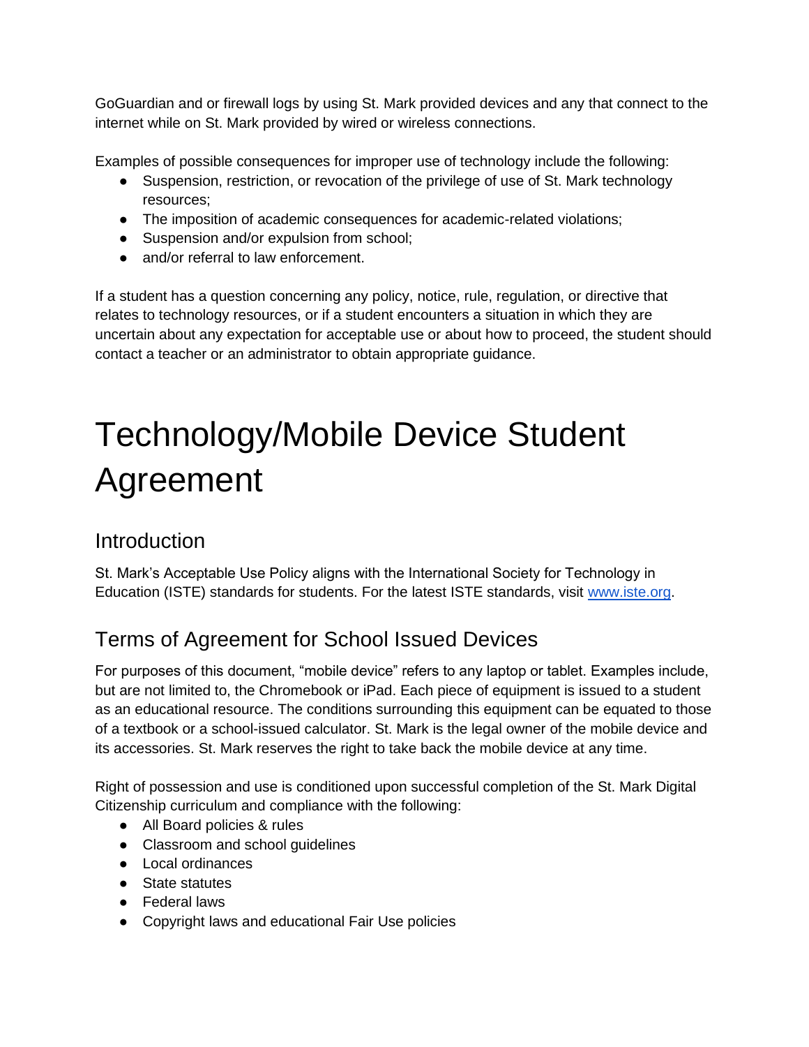GoGuardian and or firewall logs by using St. Mark provided devices and any that connect to the internet while on St. Mark provided by wired or wireless connections.

Examples of possible consequences for improper use of technology include the following:

- Suspension, restriction, or revocation of the privilege of use of St. Mark technology resources;
- The imposition of academic consequences for academic-related violations;
- Suspension and/or expulsion from school;
- and/or referral to law enforcement.

If a student has a question concerning any policy, notice, rule, regulation, or directive that relates to technology resources, or if a student encounters a situation in which they are uncertain about any expectation for acceptable use or about how to proceed, the student should contact a teacher or an administrator to obtain appropriate guidance.

# Technology/Mobile Device Student Agreement

## Introduction

St. Mark's Acceptable Use Policy aligns with the International Society for Technology in Education (ISTE) standards for students. For the latest ISTE standards, visit [www.iste.org](http://www.iste.org).

## Terms of Agreement for School Issued Devices

For purposes of this document, "mobile device" refers to any laptop or tablet. Examples include, but are not limited to, the Chromebook or iPad. Each piece of equipment is issued to a student as an educational resource. The conditions surrounding this equipment can be equated to those of a textbook or a school-issued calculator. St. Mark is the legal owner of the mobile device and its accessories. St. Mark reserves the right to take back the mobile device at any time.

Right of possession and use is conditioned upon successful completion of the St. Mark Digital Citizenship curriculum and compliance with the following:

- All Board policies & rules
- Classroom and school guidelines
- Local ordinances
- State statutes
- Federal laws
- Copyright laws and educational Fair Use policies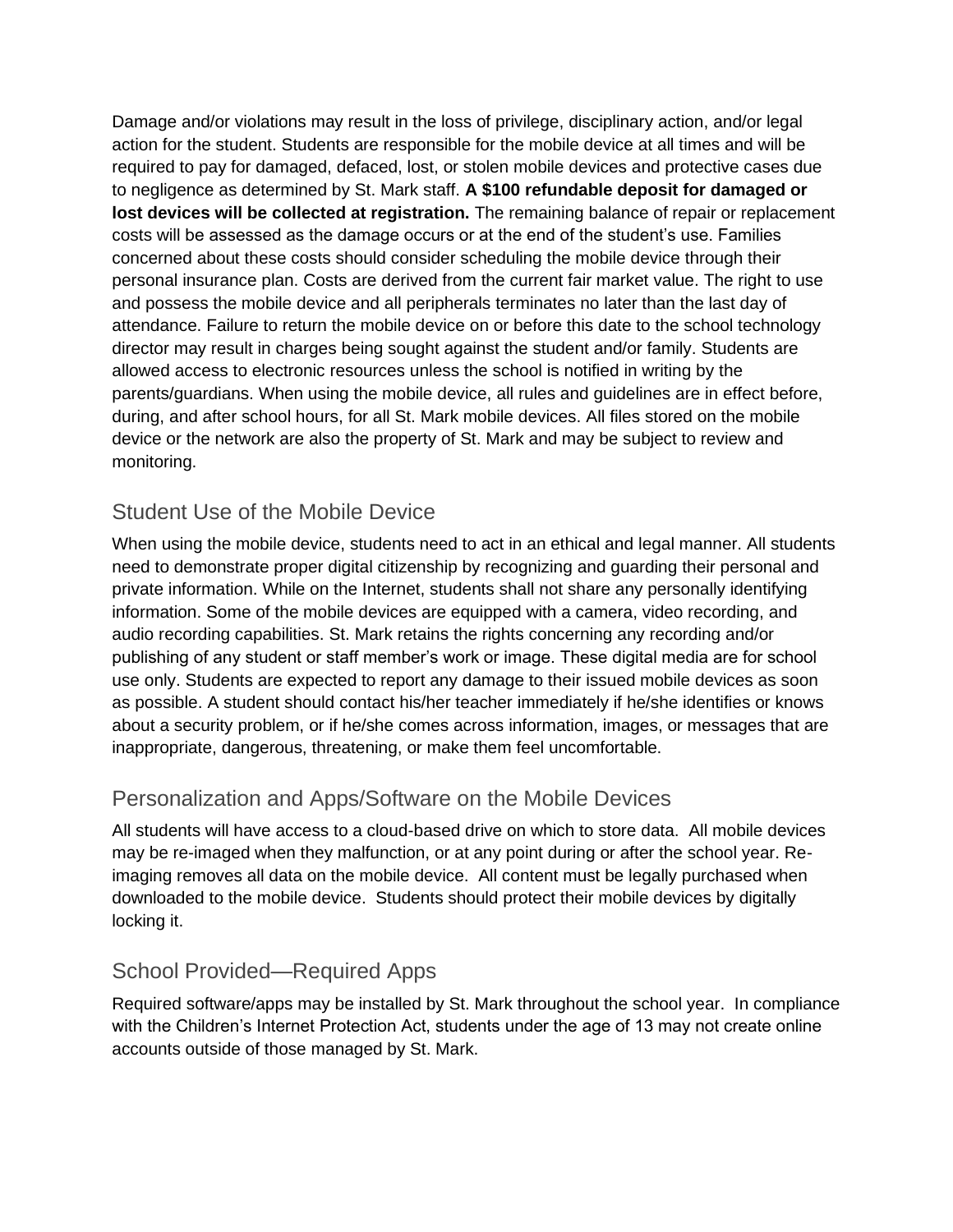Damage and/or violations may result in the loss of privilege, disciplinary action, and/or legal action for the student. Students are responsible for the mobile device at all times and will be required to pay for damaged, defaced, lost, or stolen mobile devices and protective cases due to negligence as determined by St. Mark staff. **A $100 refundable deposit for damaged or lost devices will be collected at registration.** The remaining balance of repair or replacement costs will be assessed as the damage occurs or at the end of the student's use. Families concerned about these costs should consider scheduling the mobile device through their personal insurance plan. Costs are derived from the current fair market value. The right to use and possess the mobile device and all peripherals terminates no later than the last day of attendance. Failure to return the mobile device on or before this date to the school technology director may result in charges being sought against the student and/or family. Students are allowed access to electronic resources unless the school is notified in writing by the parents/guardians. When using the mobile device, all rules and guidelines are in effect before, during, and after school hours, for all St. Mark mobile devices. All files stored on the mobile device or the network are also the property of St. Mark and may be subject to review and monitoring.

## Student Use of the Mobile Device

When using the mobile device, students need to act in an ethical and legal manner. All students need to demonstrate proper digital citizenship by recognizing and guarding their personal and private information. While on the Internet, students shall not share any personally identifying information. Some of the mobile devices are equipped with a camera, video recording, and audio recording capabilities. St. Mark retains the rights concerning any recording and/or publishing of any student or staff member's work or image. These digital media are for school use only. Students are expected to report any damage to their issued mobile devices as soon as possible. A student should contact his/her teacher immediately if he/she identifies or knows about a security problem, or if he/she comes across information, images, or messages that are inappropriate, dangerous, threatening, or make them feel uncomfortable.

## Personalization and Apps/Software on the Mobile Devices

All students will have access to a cloud-based drive on which to store data. All mobile devices may be re-imaged when they malfunction, or at any point during or after the school year. Re-imaging removes all data on the mobile device. All content must be legally purchased when downloaded to the mobile device. Students should protect their mobile devices by digitally locking it.

## School Provided—Required Apps

Required software/apps may be installed by St. Mark throughout the school year. In compliance with the Children's Internet Protection Act, students under the age of 13 may not create online accounts outside of those managed by St. Mark.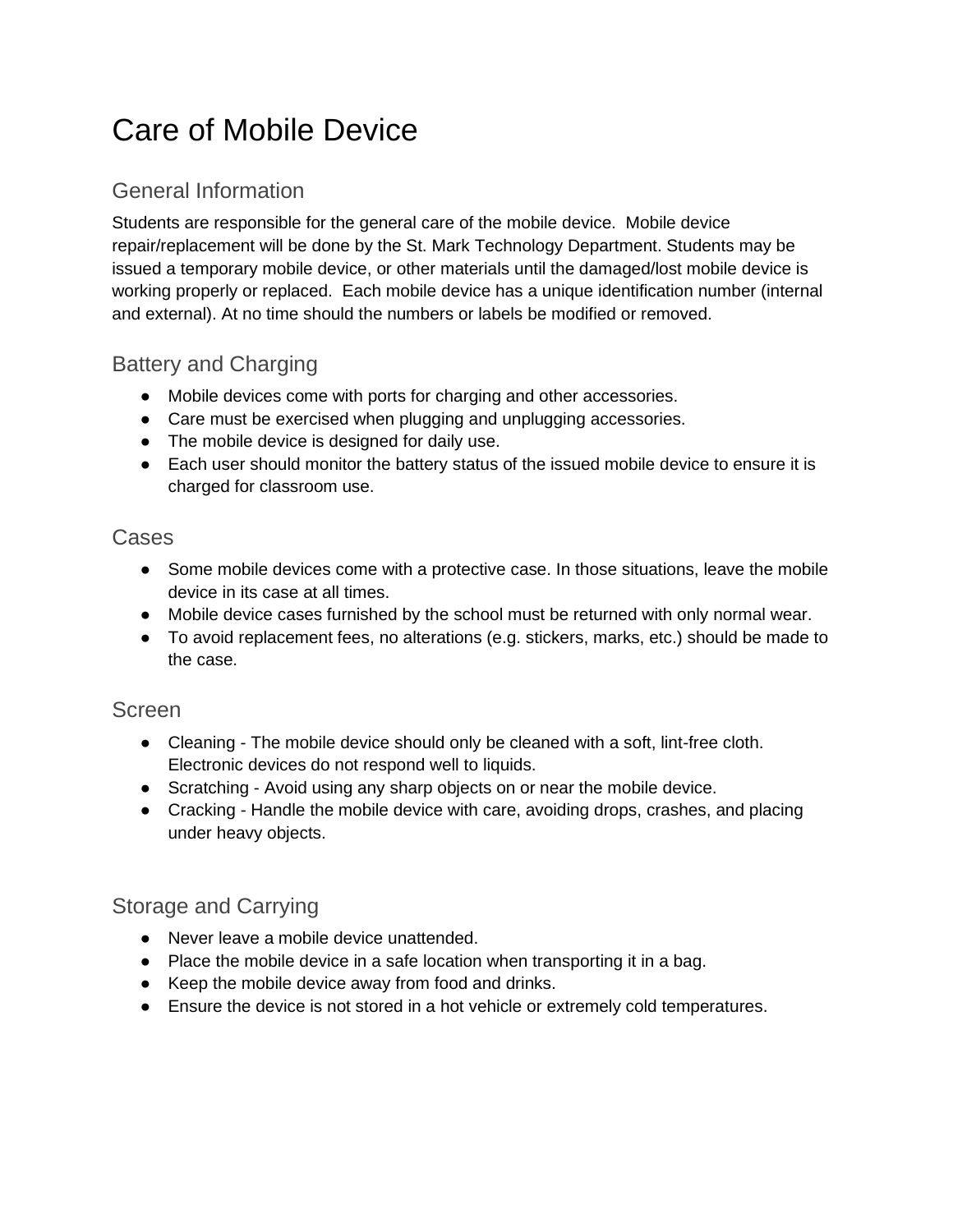# Care of Mobile Device

## General Information

Students are responsible for the general care of the mobile device. Mobile device repair/replacement will be done by the St. Mark Technology Department. Students may be issued a temporary mobile device, or other materials until the damaged/lost mobile device is working properly or replaced. Each mobile device has a unique identification number (internal and external). At no time should the numbers or labels be modified or removed.

## Battery and Charging

- Mobile devices come with ports for charging and other accessories.
- Care must be exercised when plugging and unplugging accessories.
- The mobile device is designed for daily use.
- Each user should monitor the battery status of the issued mobile device to ensure it is charged for classroom use.

## Cases

- Some mobile devices come with a protective case. In those situations, leave the mobile device in its case at all times.
- Mobile device cases furnished by the school must be returned with only normal wear.
- To avoid replacement fees, no alterations (e.g. stickers, marks, etc.) should be made to the case.

## Screen

- Cleaning - The mobile device should only be cleaned with a soft, lint-free cloth. Electronic devices do not respond well to liquids.
- Scratching - Avoid using any sharp objects on or near the mobile device.
- Cracking - Handle the mobile device with care, avoiding drops, crashes, and placing under heavy objects.

## Storage and Carrying

- Never leave a mobile device unattended.
- Place the mobile device in a safe location when transporting it in a bag.
- Keep the mobile device away from food and drinks.
- Ensure the device is not stored in a hot vehicle or extremely cold temperatures.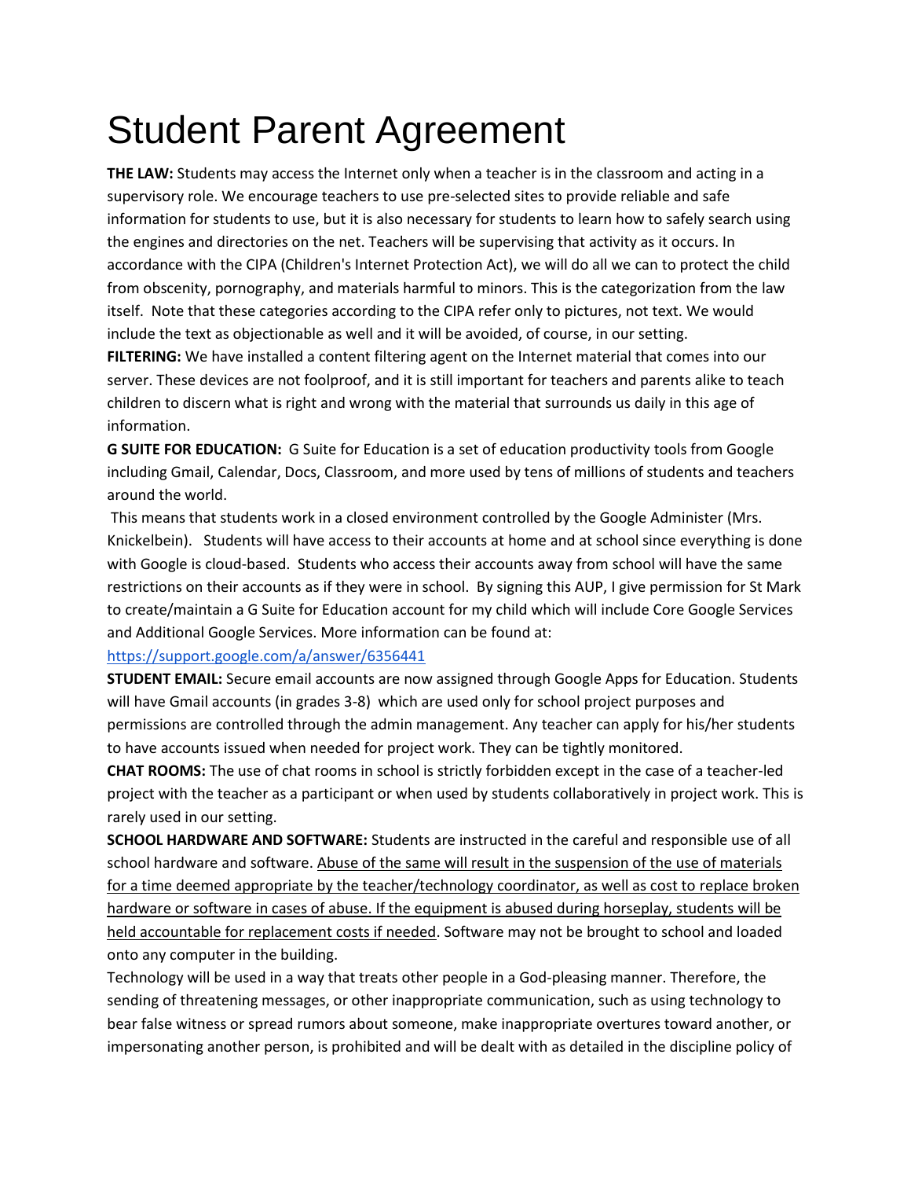# Student Parent Agreement

**THE LAW:** Students may access the Internet only when a teacher is in the classroom and acting in a supervisory role. We encourage teachers to use pre-selected sites to provide reliable and safe information for students to use, but it is also necessary for students to learn how to safely search using the engines and directories on the net. Teachers will be supervising that activity as it occurs. In accordance with the CIPA (Children's Internet Protection Act), we will do all we can to protect the child from obscenity, pornography, and materials harmful to minors. This is the categorization from the law itself. Note that these categories according to the CIPA refer only to pictures, not text. We would include the text as objectionable as well and it will be avoided, of course, in our setting.

**FILTERING:** We have installed a content filtering agent on the Internet material that comes into our server. These devices are not foolproof, and it is still important for teachers and parents alike to teach children to discern what is right and wrong with the material that surrounds us daily in this age of information.

**G SUITE FOR EDUCATION:** G Suite for Education is a set of education productivity tools from Google including Gmail, Calendar, Docs, Classroom, and more used by tens of millions of students and teachers around the world.

This means that students work in a closed environment controlled by the Google Administer (Mrs. Knickelbein). Students will have access to their accounts at home and at school since everything is done with Google is cloud-based. Students who access their accounts away from school will have the same restrictions on their accounts as if they were in school. By signing this AUP, I give permission for St Mark to create/maintain a G Suite for Education account for my child which will include Core Google Services and Additional Google Services. More information can be found at:

https://support.google.com/a/answer/6356441

**STUDENT EMAIL:** Secure email accounts are now assigned through Google Apps for Education. Students will have Gmail accounts (in grades 3-8) which are used only for school project purposes and permissions are controlled through the admin management. Any teacher can apply for his/her students to have accounts issued when needed for project work. They can be tightly monitored.

**CHAT ROOMS:** The use of chat rooms in school is strictly forbidden except in the case of a teacher-led project with the teacher as a participant or when used by students collaboratively in project work. This is rarely used in our setting.

**SCHOOL HARDWARE AND SOFTWARE:** Students are instructed in the careful and responsible use of all school hardware and software. <u>Abuse of the same will result in the suspension of the use of materials for a time deemed appropriate by the teacher/technology coordinator, as well as cost to replace broken hardware or software in cases of abuse. If the equipment is abused during horseplay, students will be held accountable for replacement costs if needed</u>. Software may not be brought to school and loaded onto any computer in the building.

Technology will be used in a way that treats other people in a God-pleasing manner. Therefore, the sending of threatening messages, or other inappropriate communication, such as using technology to bear false witness or spread rumors about someone, make inappropriate overtures toward another, or impersonating another person, is prohibited and will be dealt with as detailed in the discipline policy of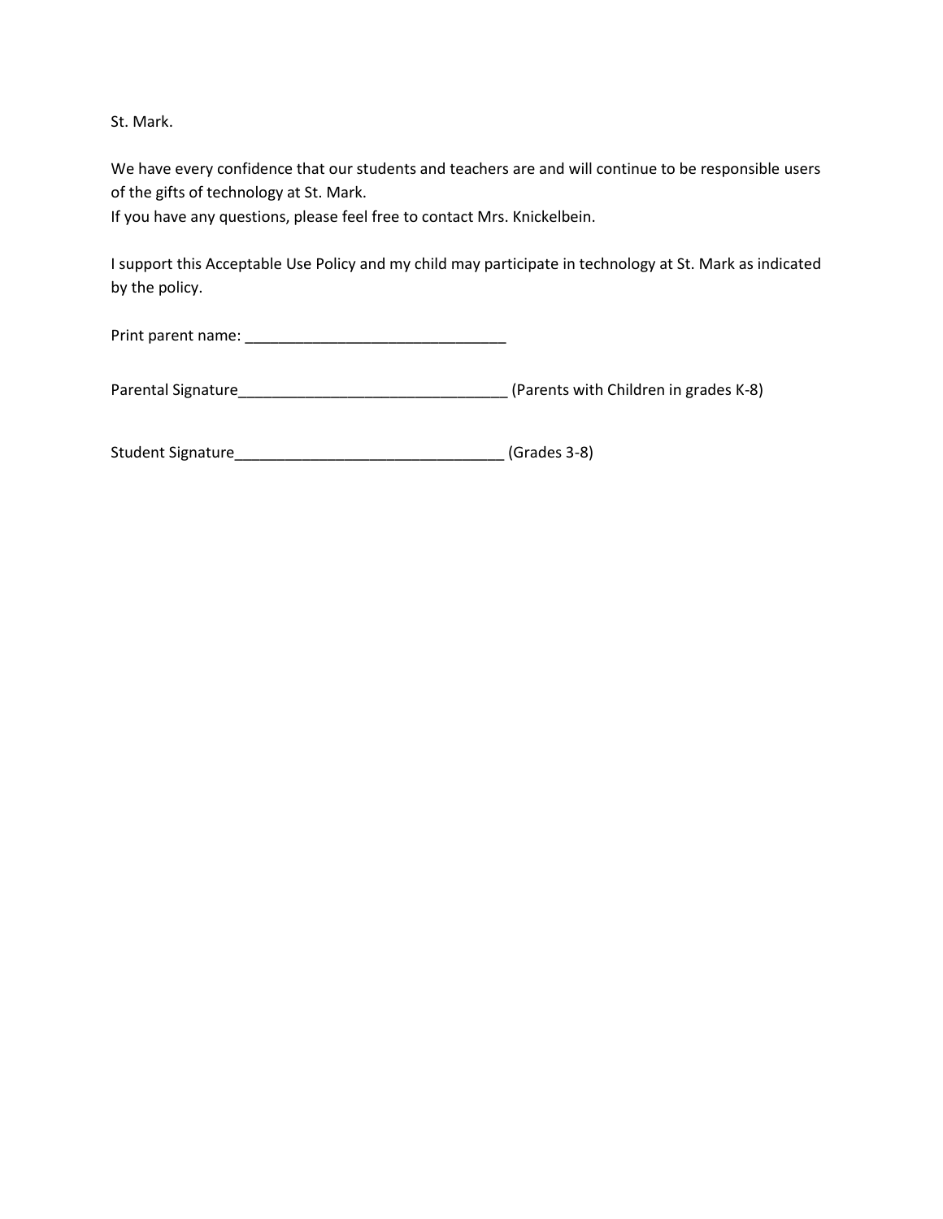St. Mark.

We have every confidence that our students and teachers are and will continue to be responsible users of the gifts of technology at St. Mark.
If you have any questions, please feel free to contact Mrs. Knickelbein.

I support this Acceptable Use Policy and my child may participate in technology at St. Mark as indicated by the policy.

Print parent name: _______________________________

Parental Signature________________________________ (Parents with Children in grades K-8)

Student Signature________________________________ (Grades 3-8)